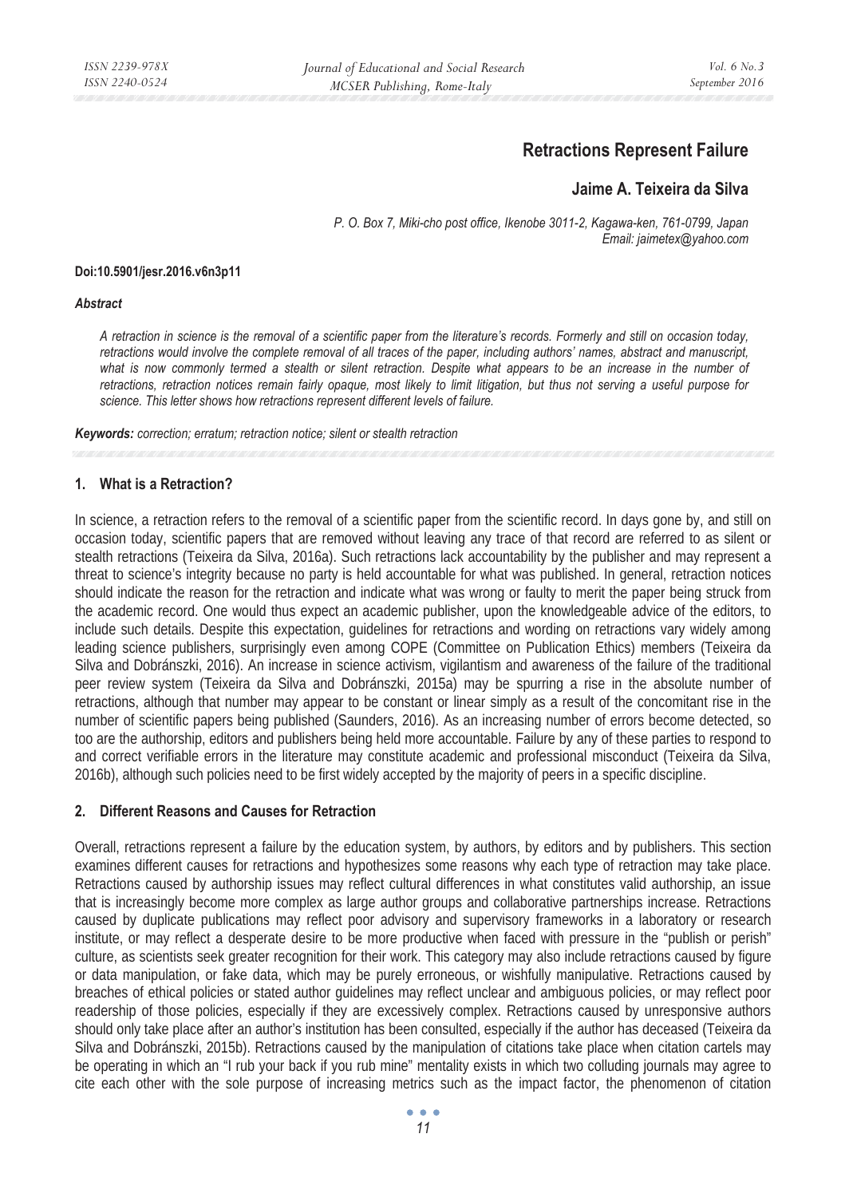# Retractions Represent Failure

## Jaime A. Teixeira da Silva

*P. O. Box 7, Miki-cho post office, Ikenobe 3011-2, Kagawa-ken, 761-0799, Japan*
*Email: jaimetex@yahoo.com*

**Doi:10.5901/jesr.2016.v6n3p11**

***Abstract***

*A retraction in science is the removal of a scientific paper from the literature's records. Formerly and still on occasion today, retractions would involve the complete removal of all traces of the paper, including authors' names, abstract and manuscript, what is now commonly termed a stealth or silent retraction. Despite what appears to be an increase in the number of retractions, retraction notices remain fairly opaque, most likely to limit litigation, but thus not serving a useful purpose for science. This letter shows how retractions represent different levels of failure.*

***Keywords:*** *correction; erratum; retraction notice; silent or stealth retraction*

## 1. What is a Retraction?

In science, a retraction refers to the removal of a scientific paper from the scientific record. In days gone by, and still on occasion today, scientific papers that are removed without leaving any trace of that record are referred to as silent or stealth retractions (Teixeira da Silva, 2016a). Such retractions lack accountability by the publisher and may represent a threat to science's integrity because no party is held accountable for what was published. In general, retraction notices should indicate the reason for the retraction and indicate what was wrong or faulty to merit the paper being struck from the academic record. One would thus expect an academic publisher, upon the knowledgeable advice of the editors, to include such details. Despite this expectation, guidelines for retractions and wording on retractions vary widely among leading science publishers, surprisingly even among COPE (Committee on Publication Ethics) members (Teixeira da Silva and Dobránszki, 2016). An increase in science activism, vigilantism and awareness of the failure of the traditional peer review system (Teixeira da Silva and Dobránszki, 2015a) may be spurring a rise in the absolute number of retractions, although that number may appear to be constant or linear simply as a result of the concomitant rise in the number of scientific papers being published (Saunders, 2016). As an increasing number of errors become detected, so too are the authorship, editors and publishers being held more accountable. Failure by any of these parties to respond to and correct verifiable errors in the literature may constitute academic and professional misconduct (Teixeira da Silva, 2016b), although such policies need to be first widely accepted by the majority of peers in a specific discipline.

## 2. Different Reasons and Causes for Retraction

Overall, retractions represent a failure by the education system, by authors, by editors and by publishers. This section examines different causes for retractions and hypothesizes some reasons why each type of retraction may take place. Retractions caused by authorship issues may reflect cultural differences in what constitutes valid authorship, an issue that is increasingly become more complex as large author groups and collaborative partnerships increase. Retractions caused by duplicate publications may reflect poor advisory and supervisory frameworks in a laboratory or research institute, or may reflect a desperate desire to be more productive when faced with pressure in the "publish or perish" culture, as scientists seek greater recognition for their work. This category may also include retractions caused by figure or data manipulation, or fake data, which may be purely erroneous, or wishfully manipulative. Retractions caused by breaches of ethical policies or stated author guidelines may reflect unclear and ambiguous policies, or may reflect poor readership of those policies, especially if they are excessively complex. Retractions caused by unresponsive authors should only take place after an author's institution has been consulted, especially if the author has deceased (Teixeira da Silva and Dobránszki, 2015b). Retractions caused by the manipulation of citations take place when citation cartels may be operating in which an "I rub your back if you rub mine" mentality exists in which two colluding journals may agree to cite each other with the sole purpose of increasing metrics such as the impact factor, the phenomenon of citation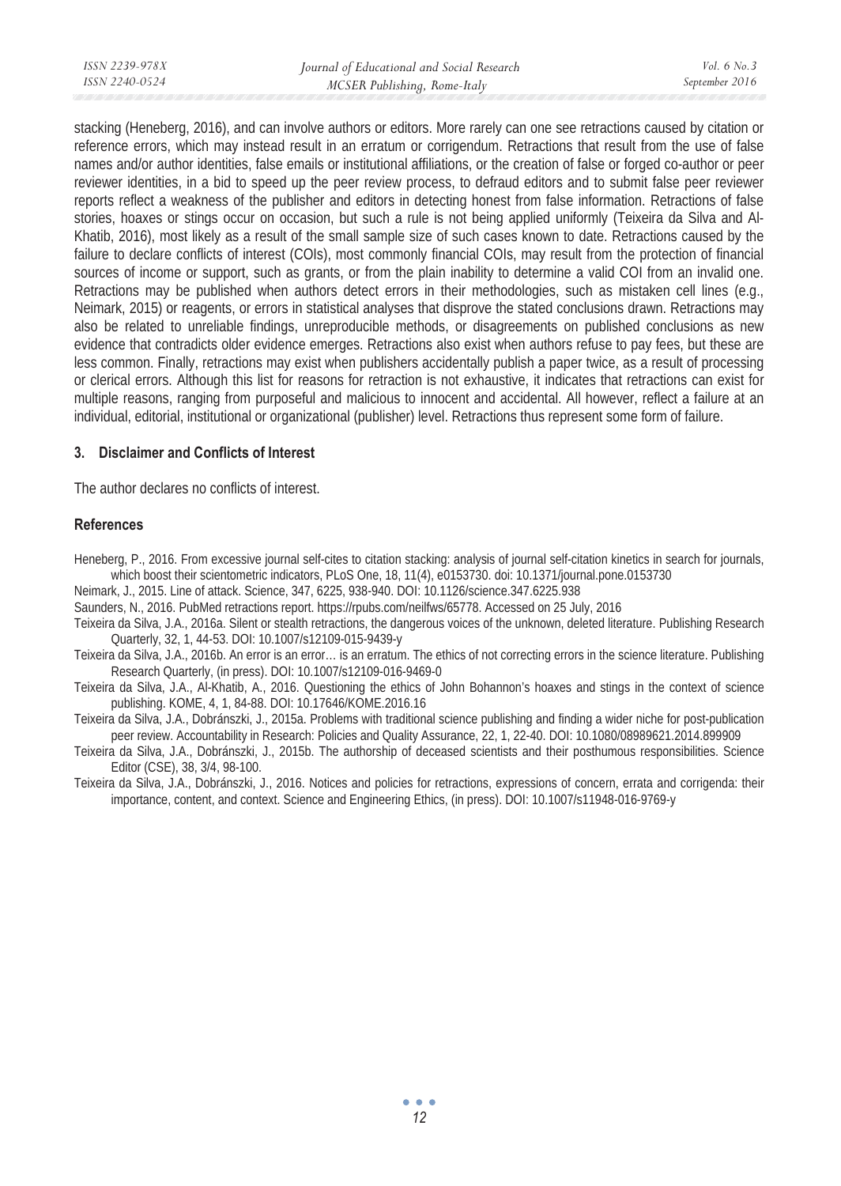stacking (Heneberg, 2016), and can involve authors or editors. More rarely can one see retractions caused by citation or reference errors, which may instead result in an erratum or corrigendum. Retractions that result from the use of false names and/or author identities, false emails or institutional affiliations, or the creation of false or forged co-author or peer reviewer identities, in a bid to speed up the peer review process, to defraud editors and to submit false peer reviewer reports reflect a weakness of the publisher and editors in detecting honest from false information. Retractions of false stories, hoaxes or stings occur on occasion, but such a rule is not being applied uniformly (Teixeira da Silva and Al-Khatib, 2016), most likely as a result of the small sample size of such cases known to date. Retractions caused by the failure to declare conflicts of interest (COIs), most commonly financial COIs, may result from the protection of financial sources of income or support, such as grants, or from the plain inability to determine a valid COI from an invalid one. Retractions may be published when authors detect errors in their methodologies, such as mistaken cell lines (e.g., Neimark, 2015) or reagents, or errors in statistical analyses that disprove the stated conclusions drawn. Retractions may also be related to unreliable findings, unreproducible methods, or disagreements on published conclusions as new evidence that contradicts older evidence emerges. Retractions also exist when authors refuse to pay fees, but these are less common. Finally, retractions may exist when publishers accidentally publish a paper twice, as a result of processing or clerical errors. Although this list for reasons for retraction is not exhaustive, it indicates that retractions can exist for multiple reasons, ranging from purposeful and malicious to innocent and accidental. All however, reflect a failure at an individual, editorial, institutional or organizational (publisher) level. Retractions thus represent some form of failure.

## 3. Disclaimer and Conflicts of Interest

The author declares no conflicts of interest.

## References

Heneberg, P., 2016. From excessive journal self-cites to citation stacking: analysis of journal self-citation kinetics in search for journals, which boost their scientometric indicators, PLoS One, 18, 11(4), e0153730. doi: 10.1371/journal.pone.0153730

Neimark, J., 2015. Line of attack. Science, 347, 6225, 938-940. DOI: 10.1126/science.347.6225.938

Saunders, N., 2016. PubMed retractions report. https://rpubs.com/neilfws/65778. Accessed on 25 July, 2016

Teixeira da Silva, J.A., 2016a. Silent or stealth retractions, the dangerous voices of the unknown, deleted literature. Publishing Research Quarterly, 32, 1, 44-53. DOI: 10.1007/s12109-015-9439-y

Teixeira da Silva, J.A., 2016b. An error is an error… is an erratum. The ethics of not correcting errors in the science literature. Publishing Research Quarterly, (in press). DOI: 10.1007/s12109-016-9469-0

Teixeira da Silva, J.A., Al-Khatib, A., 2016. Questioning the ethics of John Bohannon's hoaxes and stings in the context of science publishing. KOME, 4, 1, 84-88. DOI: 10.17646/KOME.2016.16

Teixeira da Silva, J.A., Dobránszki, J., 2015a. Problems with traditional science publishing and finding a wider niche for post-publication peer review. Accountability in Research: Policies and Quality Assurance, 22, 1, 22-40. DOI: 10.1080/08989621.2014.899909

Teixeira da Silva, J.A., Dobránszki, J., 2015b. The authorship of deceased scientists and their posthumous responsibilities. Science Editor (CSE), 38, 3/4, 98-100.

Teixeira da Silva, J.A., Dobránszki, J., 2016. Notices and policies for retractions, expressions of concern, errata and corrigenda: their importance, content, and context. Science and Engineering Ethics, (in press). DOI: 10.1007/s11948-016-9769-y